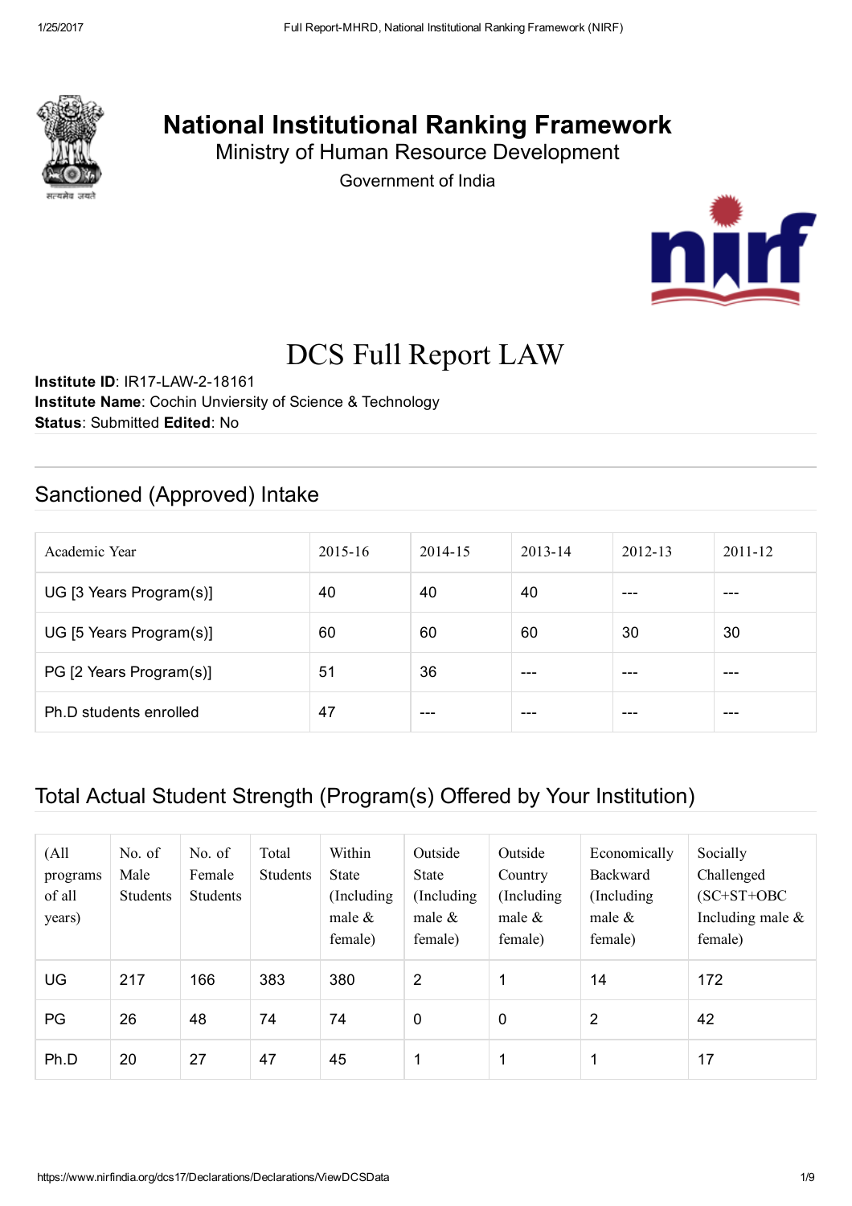# National Institutional Ranking Framework

Ministry of Human Resource Development

Government of India

# DCS Full Report LAW

**Institute ID**: IR17-LAW-2-18161
**Institute Name**: Cochin Unviersity of Science & Technology
**Status**: Submitted **Edited**: No

## Sanctioned (Approved) Intake

| Academic Year | 2015-16 | 2014-15 | 2013-14 | 2012-13 | 2011-12 |
|---|---|---|---|---|---|
| UG [3 Years Program(s)] | 40 | 40 | 40 | --- | --- |
| UG [5 Years Program(s)] | 60 | 60 | 60 | 30 | 30 |
| PG [2 Years Program(s)] | 51 | 36 | --- | --- | --- |
| Ph.D students enrolled | 47 | --- | --- | --- | --- |

## Total Actual Student Strength (Program(s) Offered by Your Institution)

| (All programs of all years) | No. of Male Students | No. of Female Students | Total Students | Within State (Including male & female) | Outside State (Including male & female) | Outside Country (Including male & female) | Economically Backward (Including male & female) | Socially Challenged (SC+ST+OBC Including male & female) |
|---|---|---|---|---|---|---|---|---|
| UG | 217 | 166 | 383 | 380 | 2 | 1 | 14 | 172 |
| PG | 26 | 48 | 74 | 74 | 0 | 0 | 2 | 42 |
| Ph.D | 20 | 27 | 47 | 45 | 1 | 1 | 1 | 17 |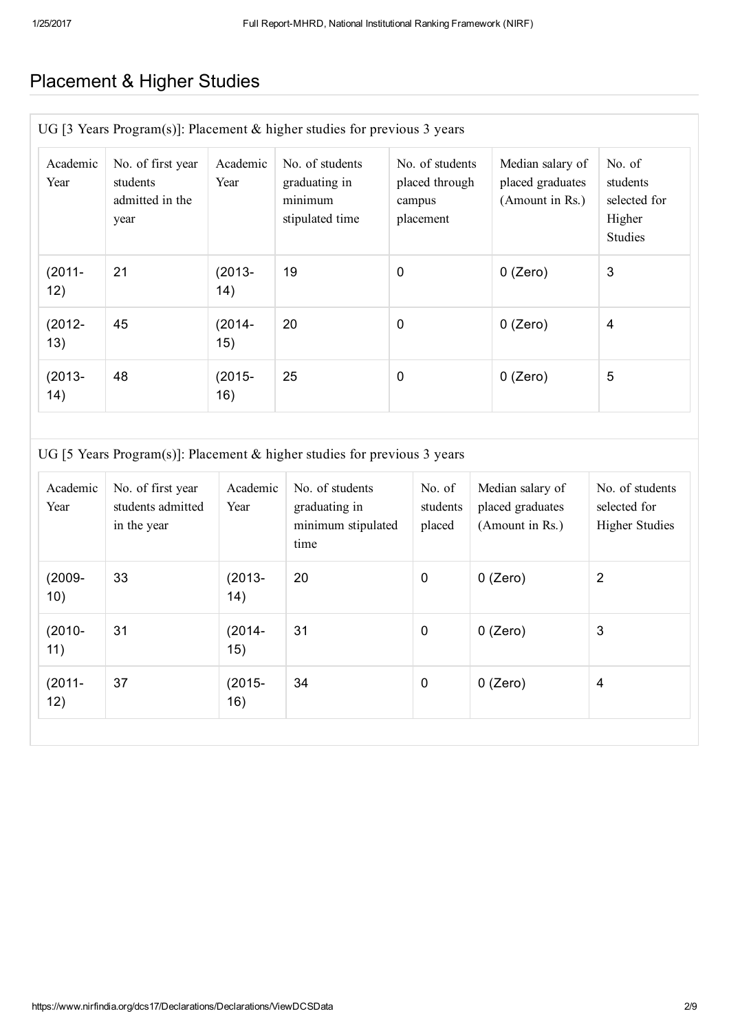# Placement & Higher Studies

UG [3 Years Program(s)]: Placement & higher studies for previous 3 years

| Academic Year | No. of first year students admitted in the year | Academic Year | No. of students graduating in minimum stipulated time | No. of students placed through campus placement | Median salary of placed graduates (Amount in Rs.) | No. of students selected for Higher Studies |
|---|---|---|---|---|---|---|
| (2011-12) | 21 | (2013-14) | 19 | 0 | 0 (Zero) | 3 |
| (2012-13) | 45 | (2014-15) | 20 | 0 | 0 (Zero) | 4 |
| (2013-14) | 48 | (2015-16) | 25 | 0 | 0 (Zero) | 5 |

UG [5 Years Program(s)]: Placement & higher studies for previous 3 years

| Academic Year | No. of first year students admitted in the year | Academic Year | No. of students graduating in minimum stipulated time | No. of students placed | Median salary of placed graduates (Amount in Rs.) | No. of students selected for Higher Studies |
|---|---|---|---|---|---|---|
| (2009-10) | 33 | (2013-14) | 20 | 0 | 0 (Zero) | 2 |
| (2010-11) | 31 | (2014-15) | 31 | 0 | 0 (Zero) | 3 |
| (2011-12) | 37 | (2015-16) | 34 | 0 | 0 (Zero) | 4 |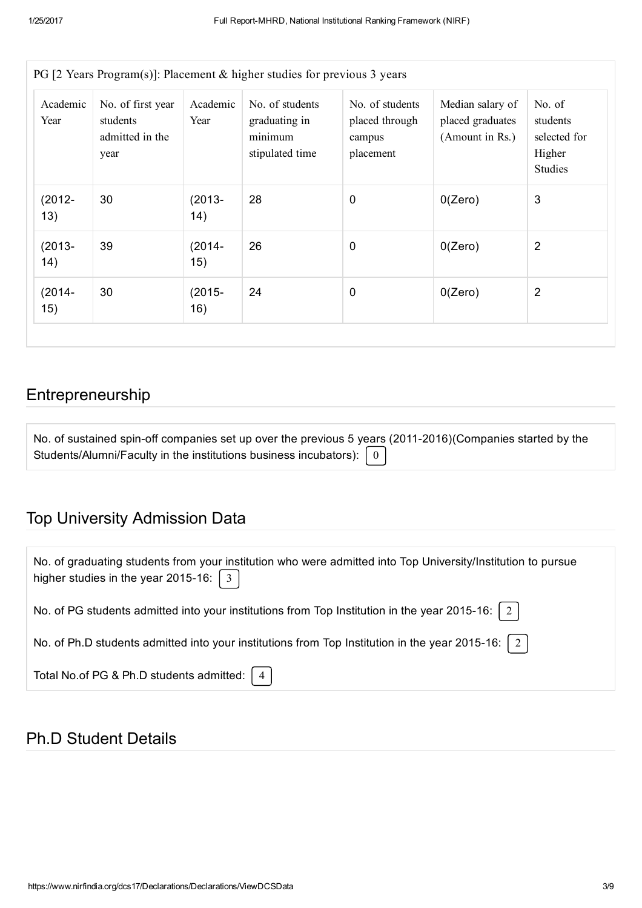PG [2 Years Program(s)]: Placement & higher studies for previous 3 years

| Academic Year | No. of first year students admitted in the year | Academic Year | No. of students graduating in minimum stipulated time | No. of students placed through campus placement | Median salary of placed graduates (Amount in Rs.) | No. of students selected for Higher Studies |
|---|---|---|---|---|---|---|
| (2012-13) | 30 | (2013-14) | 28 | 0 | 0(Zero) | 3 |
| (2013-14) | 39 | (2014-15) | 26 | 0 | 0(Zero) | 2 |
| (2014-15) | 30 | (2015-16) | 24 | 0 | 0(Zero) | 2 |

## Entrepreneurship

No. of sustained spin-off companies set up over the previous 5 years (2011-2016)(Companies started by the Students/Alumni/Faculty in the institutions business incubators): 0

## Top University Admission Data

No. of graduating students from your institution who were admitted into Top University/Institution to pursue higher studies in the year 2015-16: 3

No. of PG students admitted into your institutions from Top Institution in the year 2015-16: 2

No. of Ph.D students admitted into your institutions from Top Institution in the year 2015-16: 2

Total No.of PG & Ph.D students admitted: 4

## Ph.D Student Details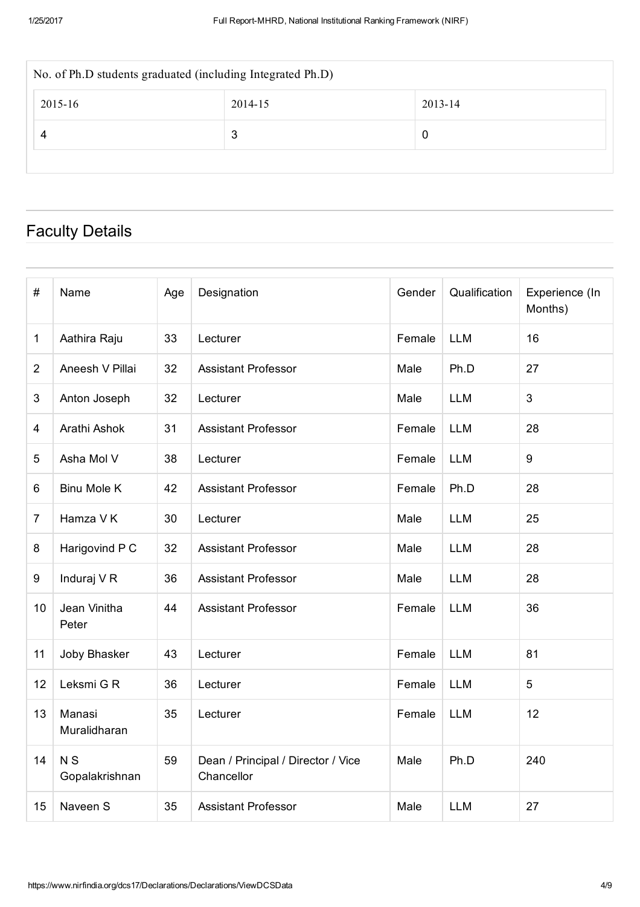| No. of Ph.D students graduated (including Integrated Ph.D) | | |
|---|---|---|
| 2015-16 | 2014-15 | 2013-14 |
| 4 | 3 | 0 |

## Faculty Details

| # | Name | Age | Designation | Gender | Qualification | Experience (In Months) |
|---|---|---|---|---|---|---|
| 1 | Aathira Raju | 33 | Lecturer | Female | LLM | 16 |
| 2 | Aneesh V Pillai | 32 | Assistant Professor | Male | Ph.D | 27 |
| 3 | Anton Joseph | 32 | Lecturer | Male | LLM | 3 |
| 4 | Arathi Ashok | 31 | Assistant Professor | Female | LLM | 28 |
| 5 | Asha Mol V | 38 | Lecturer | Female | LLM | 9 |
| 6 | Binu Mole K | 42 | Assistant Professor | Female | Ph.D | 28 |
| 7 | Hamza V K | 30 | Lecturer | Male | LLM | 25 |
| 8 | Harigovind P C | 32 | Assistant Professor | Male | LLM | 28 |
| 9 | Induraj V R | 36 | Assistant Professor | Male | LLM | 28 |
| 10 | Jean Vinitha Peter | 44 | Assistant Professor | Female | LLM | 36 |
| 11 | Joby Bhasker | 43 | Lecturer | Female | LLM | 81 |
| 12 | Leksmi G R | 36 | Lecturer | Female | LLM | 5 |
| 13 | Manasi Muralidharan | 35 | Lecturer | Female | LLM | 12 |
| 14 | N S Gopalakrishnan | 59 | Dean / Principal / Director / Vice Chancellor | Male | Ph.D | 240 |
| 15 | Naveen S | 35 | Assistant Professor | Male | LLM | 27 |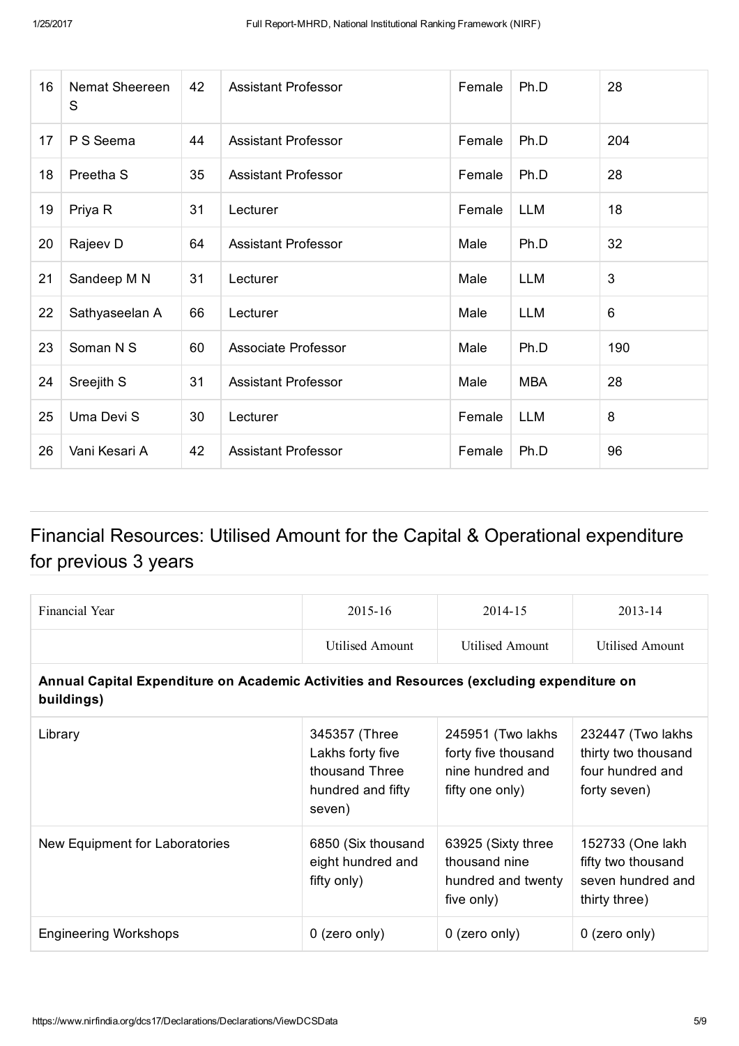| 16 | Nemat Sheereen S | 42 | Assistant Professor | Female | Ph.D | 28 |
|---|---|---|---|---|---|---|
| 17 | P S Seema | 44 | Assistant Professor | Female | Ph.D | 204 |
| 18 | Preetha S | 35 | Assistant Professor | Female | Ph.D | 28 |
| 19 | Priya R | 31 | Lecturer | Female | LLM | 18 |
| 20 | Rajeev D | 64 | Assistant Professor | Male | Ph.D | 32 |
| 21 | Sandeep M N | 31 | Lecturer | Male | LLM | 3 |
| 22 | Sathyaseelan A | 66 | Lecturer | Male | LLM | 6 |
| 23 | Soman N S | 60 | Associate Professor | Male | Ph.D | 190 |
| 24 | Sreejith S | 31 | Assistant Professor | Male | MBA | 28 |
| 25 | Uma Devi S | 30 | Lecturer | Female | LLM | 8 |
| 26 | Vani Kesari A | 42 | Assistant Professor | Female | Ph.D | 96 |

## Financial Resources: Utilised Amount for the Capital & Operational expenditure for previous 3 years

| Financial Year | 2015-16 | 2014-15 | 2013-14 |
|---|---|---|---|
| | Utilised Amount | Utilised Amount | Utilised Amount |
| **Annual Capital Expenditure on Academic Activities and Resources (excluding expenditure on buildings)** | | | |
| Library | 345357 (Three Lakhs forty five thousand Three hundred and fifty seven) | 245951 (Two lakhs forty five thousand nine hundred and fifty one only) | 232447 (Two lakhs thirty two thousand four hundred and forty seven) |
| New Equipment for Laboratories | 6850 (Six thousand eight hundred and fifty only) | 63925 (Sixty three thousand nine hundred and twenty five only) | 152733 (One lakh fifty two thousand seven hundred and thirty three) |
| Engineering Workshops | 0 (zero only) | 0 (zero only) | 0 (zero only) |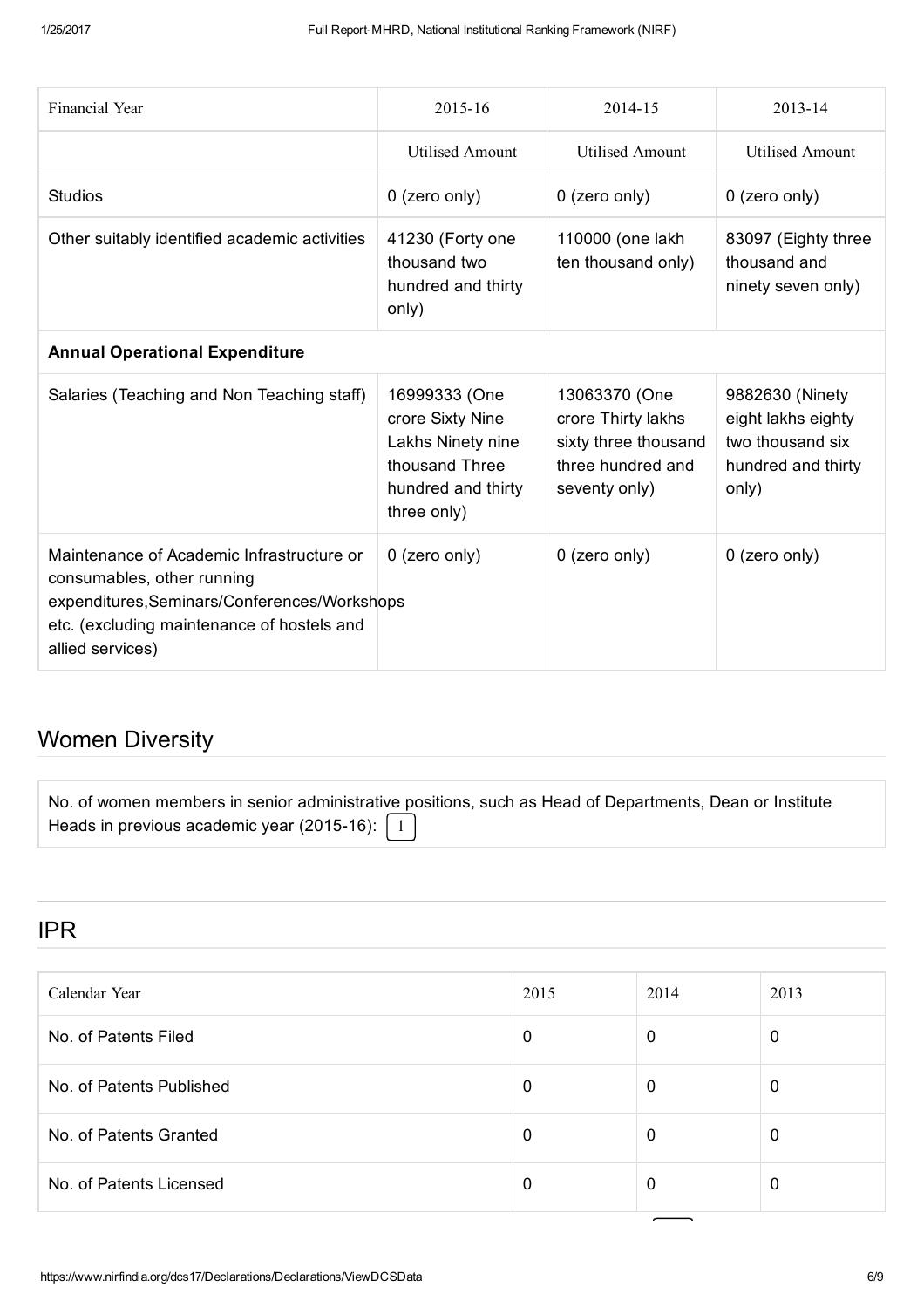| Financial Year | 2015-16 | 2014-15 | 2013-14 |
|---|---|---|---|
| | Utilised Amount | Utilised Amount | Utilised Amount |
| Studios | 0 (zero only) | 0 (zero only) | 0 (zero only) |
| Other suitably identified academic activities | 41230 (Forty one thousand two hundred and thirty only) | 110000 (one lakh ten thousand only) | 83097 (Eighty three thousand and ninety seven only) |
| **Annual Operational Expenditure** | | | |
| Salaries (Teaching and Non Teaching staff) | 16999333 (One crore Sixty Nine Lakhs Ninety nine thousand Three hundred and thirty three only) | 13063370 (One crore Thirty lakhs sixty three thousand three hundred and seventy only) | 9882630 (Ninety eight lakhs eighty two thousand six hundred and thirty only) |
| Maintenance of Academic Infrastructure or consumables, other running expenditures,Seminars/Conferences/Workshops etc. (excluding maintenance of hostels and allied services) | 0 (zero only) | 0 (zero only) | 0 (zero only) |

## Women Diversity

No. of women members in senior administrative positions, such as Head of Departments, Dean or Institute Heads in previous academic year (2015-16): 1

## IPR

| Calendar Year | 2015 | 2014 | 2013 |
|---|---|---|---|
| No. of Patents Filed | 0 | 0 | 0 |
| No. of Patents Published | 0 | 0 | 0 |
| No. of Patents Granted | 0 | 0 | 0 |
| No. of Patents Licensed | 0 | 0 | 0 |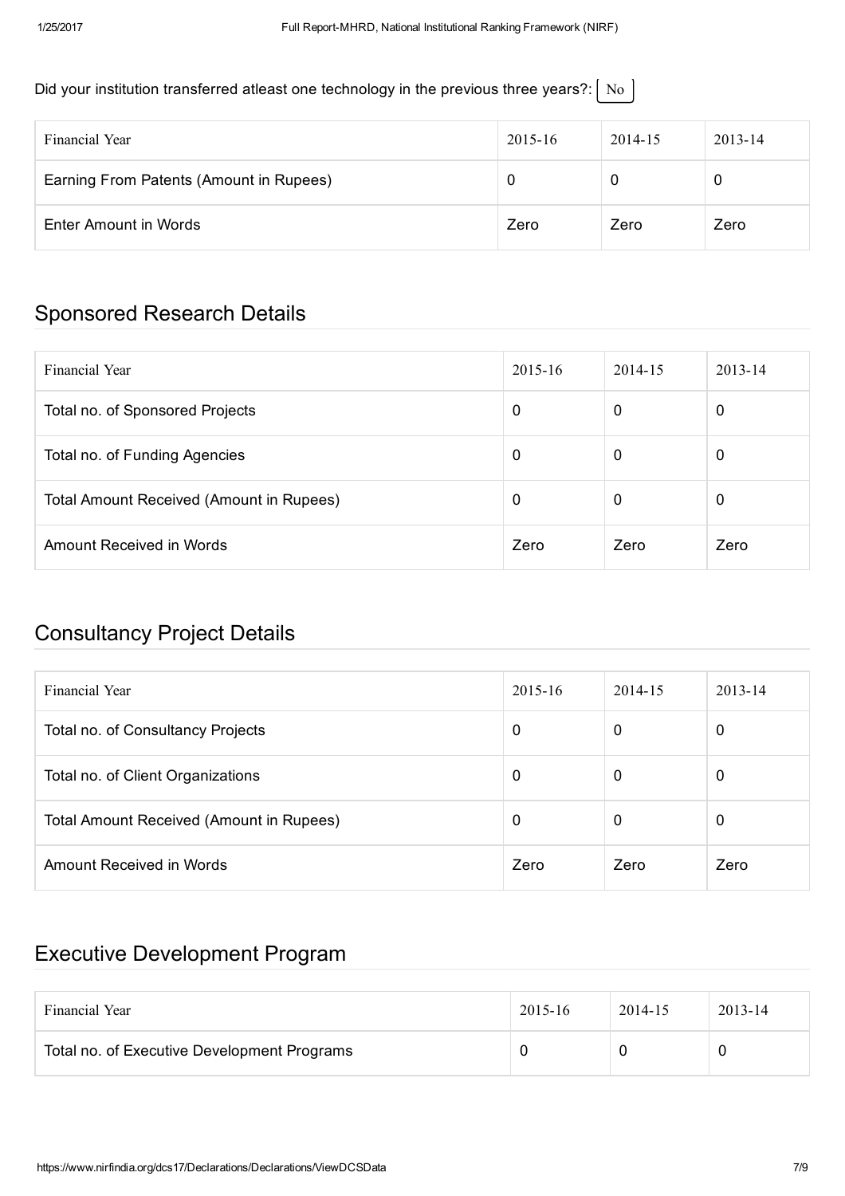Did your institution transferred atleast one technology in the previous three years?: No

| Financial Year | 2015-16 | 2014-15 | 2013-14 |
| --- | --- | --- | --- |
| Earning From Patents (Amount in Rupees) | 0 | 0 | 0 |
| Enter Amount in Words | Zero | Zero | Zero |

## Sponsored Research Details

| Financial Year | 2015-16 | 2014-15 | 2013-14 |
| --- | --- | --- | --- |
| Total no. of Sponsored Projects | 0 | 0 | 0 |
| Total no. of Funding Agencies | 0 | 0 | 0 |
| Total Amount Received (Amount in Rupees) | 0 | 0 | 0 |
| Amount Received in Words | Zero | Zero | Zero |

## Consultancy Project Details

| Financial Year | 2015-16 | 2014-15 | 2013-14 |
| --- | --- | --- | --- |
| Total no. of Consultancy Projects | 0 | 0 | 0 |
| Total no. of Client Organizations | 0 | 0 | 0 |
| Total Amount Received (Amount in Rupees) | 0 | 0 | 0 |
| Amount Received in Words | Zero | Zero | Zero |

## Executive Development Program

| Financial Year | 2015-16 | 2014-15 | 2013-14 |
| --- | --- | --- | --- |
| Total no. of Executive Development Programs | 0 | 0 | 0 |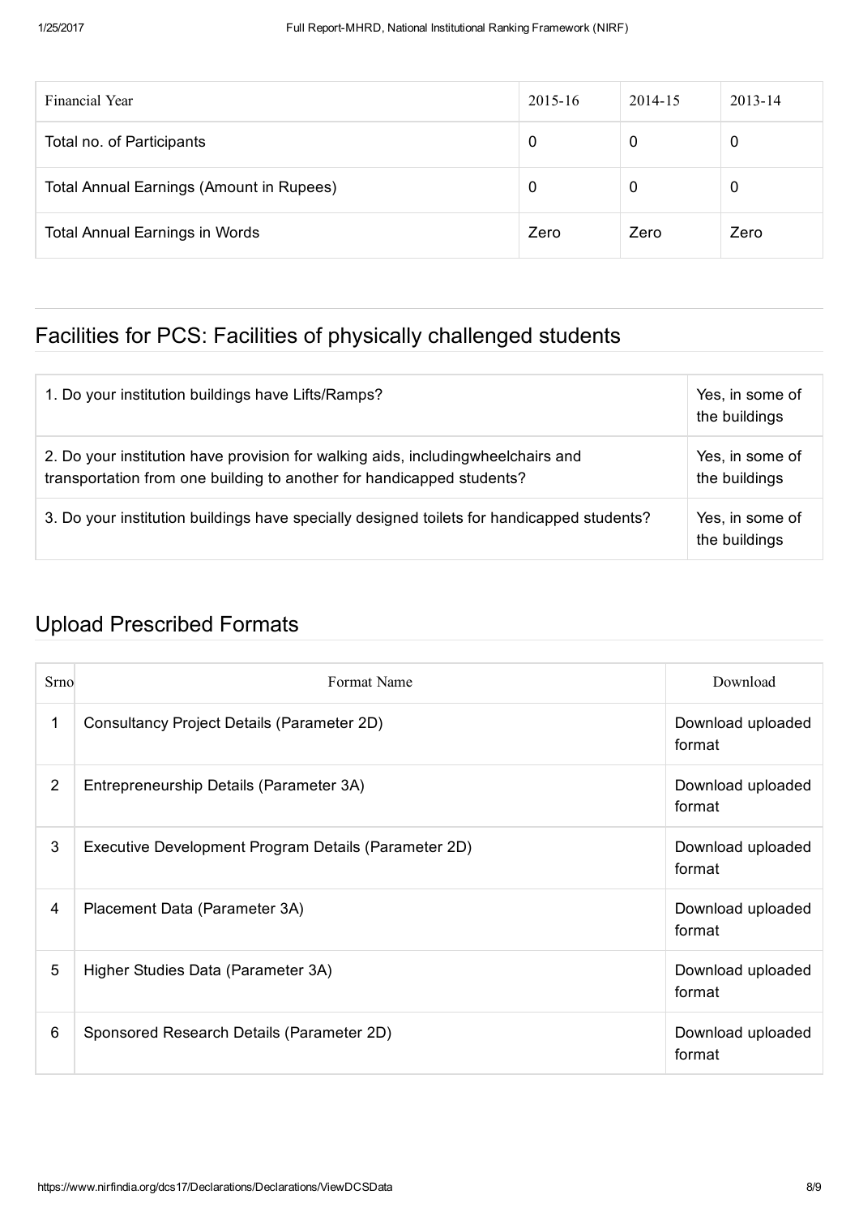| Financial Year | 2015-16 | 2014-15 | 2013-14 |
| --- | --- | --- | --- |
| Total no. of Participants | 0 | 0 | 0 |
| Total Annual Earnings (Amount in Rupees) | 0 | 0 | 0 |
| Total Annual Earnings in Words | Zero | Zero | Zero |

## Facilities for PCS: Facilities of physically challenged students

| | |
| --- | --- |
| 1. Do your institution buildings have Lifts/Ramps? | Yes, in some of the buildings |
| 2. Do your institution have provision for walking aids, includingwheelchairs and transportation from one building to another for handicapped students? | Yes, in some of the buildings |
| 3. Do your institution buildings have specially designed toilets for handicapped students? | Yes, in some of the buildings |

## Upload Prescribed Formats

| Srno | Format Name | Download |
| --- | --- | --- |
| 1 | Consultancy Project Details (Parameter 2D) | Download uploaded format |
| 2 | Entrepreneurship Details (Parameter 3A) | Download uploaded format |
| 3 | Executive Development Program Details (Parameter 2D) | Download uploaded format |
| 4 | Placement Data (Parameter 3A) | Download uploaded format |
| 5 | Higher Studies Data (Parameter 3A) | Download uploaded format |
| 6 | Sponsored Research Details (Parameter 2D) | Download uploaded format |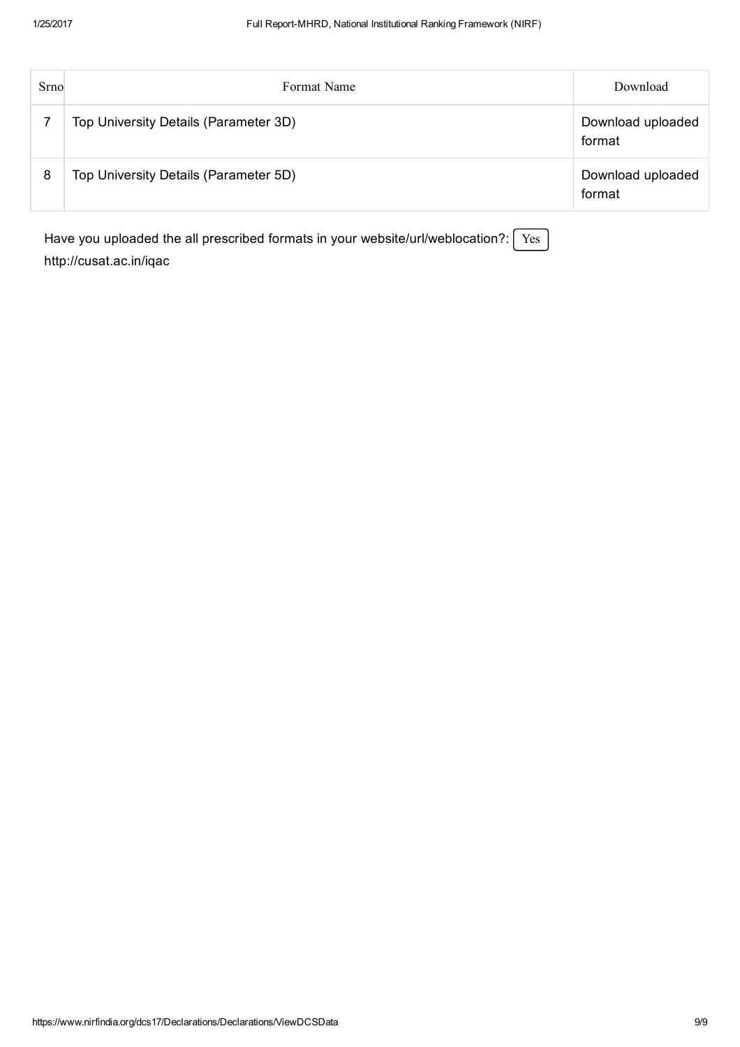| Srno | Format Name | Download |
|---|---|---|
| 7 | Top University Details (Parameter 3D) | Download uploaded format |
| 8 | Top University Details (Parameter 5D) | Download uploaded format |

Have you uploaded the all prescribed formats in your website/url/weblocation?: Yes

http://cusat.ac.in/iqac